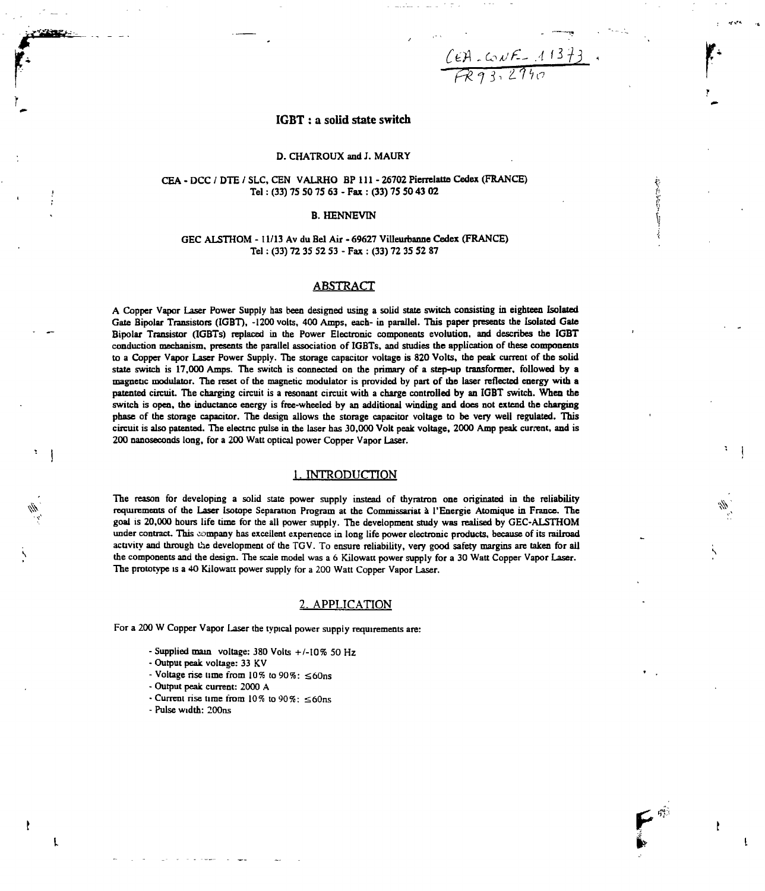CEA-CONF--11373
FR9312940

# IGBT : a solid state switch

D. CHATROUX and J. MAURY

CEA - DCC / DTE / SLC, CEN VALRHO BP 111 - 26702 Pierrelatte Cedex (FRANCE)
Tel : (33) 75 50 75 63 - Fax : (33) 75 50 43 02

B. HENNEVIN

GEC ALSTHOM - 11/13 Av du Bel Air - 69627 Villeurbanne Cedex (FRANCE)
Tel : (33) 72 35 52 53 - Fax : (33) 72 35 52 87

## ABSTRACT

A Copper Vapor Laser Power Supply has been designed using a solid state switch consisting in eighteen Isolated Gate Bipolar Transistors (IGBT), -1200 volts, 400 Amps, each- in parallel. This paper presents the Isolated Gate Bipolar Transistor (IGBTs) replaced in the Power Electronic components evolution, and describes the IGBT conduction mechanism, presents the parallel association of IGBTs, and studies the application of these components to a Copper Vapor Laser Power Supply. The storage capacitor voltage is 820 Volts, the peak current of the solid state switch is 17,000 Amps. The switch is connected on the primary of a step-up transformer, followed by a magnetic modulator. The reset of the magnetic modulator is provided by part of the laser reflected energy with a patented circuit. The charging circuit is a resonant circuit with a charge controlled by an IGBT switch. When the switch is open, the inductance energy is free-wheeled by an additional winding and does not extend the charging phase of the storage capacitor. The design allows the storage capacitor voltage to be very well regulated. This circuit is also patented. The electric pulse in the laser has 30,000 Volt peak voltage, 2000 Amp peak current, and is 200 nanoseconds long, for a 200 Watt optical power Copper Vapor Laser.

## 1. INTRODUCTION

The reason for developing a solid state power supply instead of thyratron one originated in the reliability requirements of the Laser Isotope Separation Program at the Commissariat à l'Energie Atomique in France. The goal is 20,000 hours life time for the all power supply. The development study was realised by GEC-ALSTHOM under contract. This company has excellent experience in long life power electronic products, because of its railroad activity and through the development of the TGV. To ensure reliability, very good safety margins are taken for all the components and the design. The scale model was a 6 Kilowatt power supply for a 30 Watt Copper Vapor Laser. The prototype is a 40 Kilowatt power supply for a 200 Watt Copper Vapor Laser.

## 2. APPLICATION

For a 200 W Copper Vapor Laser the typical power supply requirements are:

- Supplied main voltage: 380 Volts +/-10% 50 Hz
- Output peak voltage: 33 KV
- Voltage rise time from 10% to 90%: ≤60ns
- Output peak current: 2000 A
- Current rise time from 10% to 90%: ≤60ns
- Pulse width: 200ns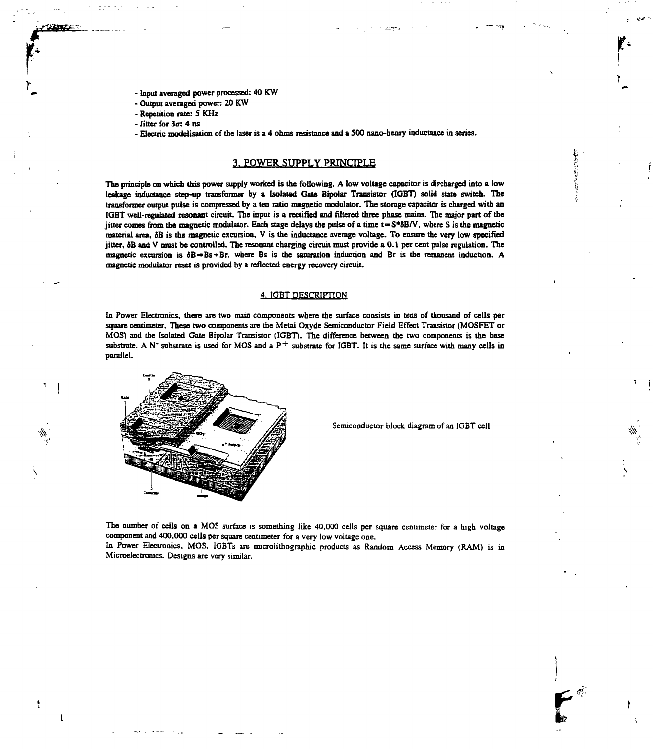- Input averaged power processed: 40 KW
- Output averaged power: 20 KW
- Repetition rate: 5 KHz
- Jitter for $3\sigma$: 4 ns
- Electric modelisation of the laser is a 4 ohms resistance and a 500 nano-henry inductance in series.

## 3. POWER SUPPLY PRINCIPLE

The principle on which this power supply worked is the following. A low voltage capacitor is discharged into a low leakage inductance step-up transformer by a Isolated Gate Bipolar Transistor (IGBT) solid state switch. The transformer output pulse is compressed by a ten ratio magnetic modulator. The storage capacitor is charged with an IGBT well-regulated resonant circuit. The input is a rectified and filtered three phase mains. The major part of the jitter comes from the magnetic modulator. Each stage delays the pulse of a time $t = S*\delta B/V$, where S is the magnetic material area, $\delta B$ is the magnetic excursion, V is the inductance average voltage. To ensure the very low specified jitter, $\delta B$ and V must be controlled. The resonant charging circuit must provide a 0.1 per cent pulse regulation. The magnetic excursion is $\delta B \Rightarrow Bs + Br$, where Bs is the saturation induction and Br is the remanent induction. A magnetic modulator reset is provided by a reflected energy recovery circuit.

## 4. IGBT DESCRIPTION

In Power Electronics, there are two main components where the surface consists in tens of thousand of cells per square centimeter. These two components are the Metal Oxyde Semiconductor Field Effect Transistor (MOSFET or MOS) and the Isolated Gate Bipolar Transistor (IGBT). The difference between the two components is the base substrate. A $N^-$ substrate is used for MOS and a $P^+$ substrate for IGBT. It is the same surface with many cells in parallel.

Semiconductor block diagram of an IGBT cell

The number of cells on a MOS surface is something like 40.000 cells per square centimeter for a high voltage component and 400.000 cells per square centimeter for a very low voltage one.
In Power Electronics, MOS, IGBTs are microlithographic products as Random Access Memory (RAM) is in Microelectronics. Designs are very similar.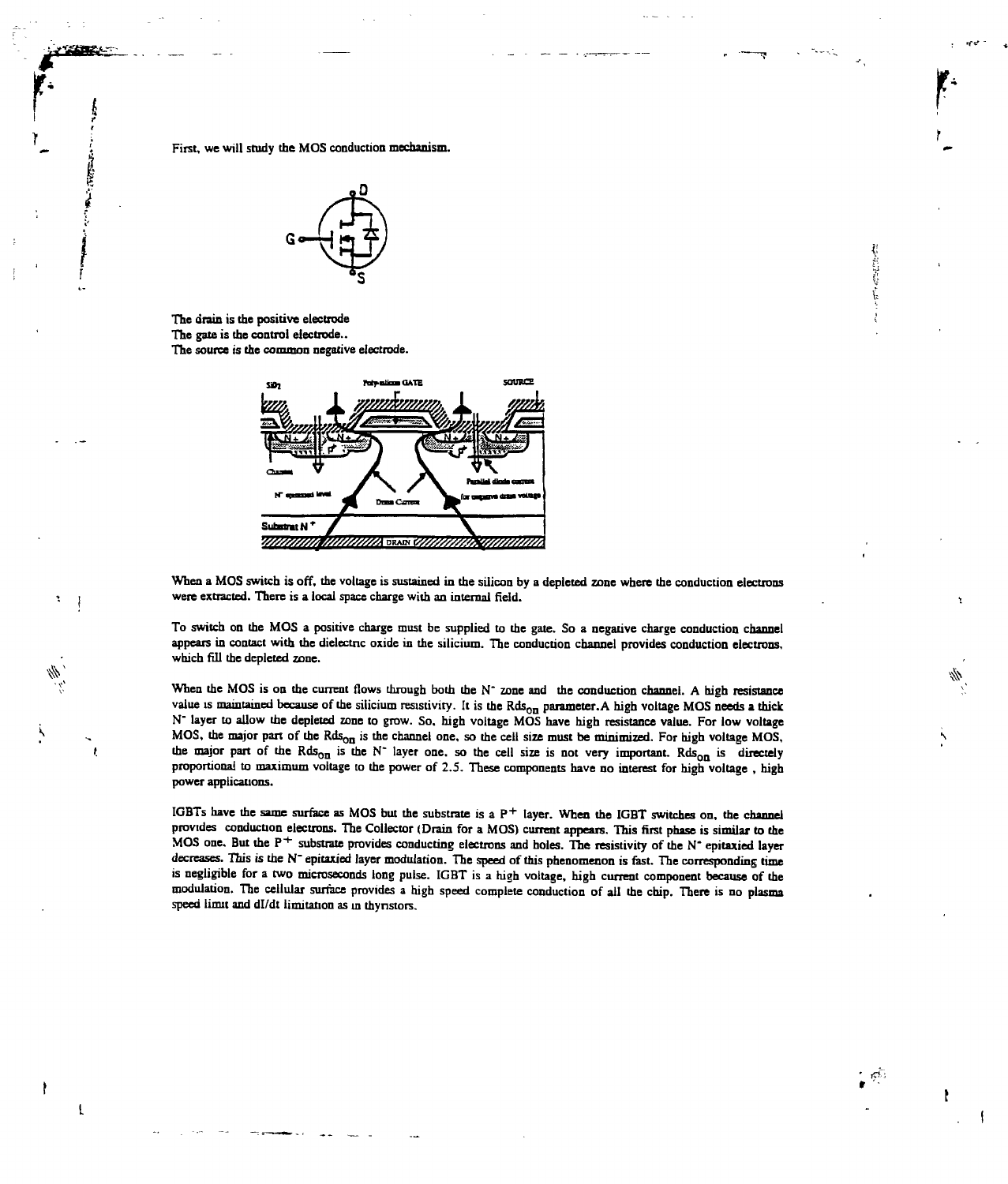First, we will study the MOS conduction mechanism.

The drain is the positive electrode
The gate is the control electrode..
The source is the common negative electrode.

When a MOS switch is off, the voltage is sustained in the silicon by a depleted zone where the conduction electrons were extracted. There is a local space charge with an internal field.

To switch on the MOS a positive charge must be supplied to the gate. So a negative charge conduction channel appears in contact with the dielectric oxide in the silicium. The conduction channel provides conduction electrons, which fill the depleted zone.

When the MOS is on the current flows through both the $N^-$ zone and the conduction channel. A high resistance value is maintained because of the silicium resistivity. It is the $Rds_{on}$ parameter.A high voltage MOS needs a thick $N^-$ layer to allow the depleted zone to grow. So, high voltage MOS have high resistance value. For low voltage MOS, the major part of the $Rds_{on}$ is the channel one, so the cell size must be minimized. For high voltage MOS, the major part of the $Rds_{on}$ is the $N^-$ layer one, so the cell size is not very important. $Rds_{on}$ is directely proportional to maximum voltage to the power of 2.5. These components have no interest for high voltage , high power applications.

IGBTs have the same surface as MOS but the substrate is a $P^+$ layer. When the IGBT switches on, the channel provides conduction electrons. The Collector (Drain for a MOS) current appears. This first phase is similar to the MOS one. But the $P^+$ substrate provides conducting electrons and holes. The resistivity of the $N^-$ epitaxied layer decreases. This is the $N^-$ epitaxied layer modulation. The speed of this phenomenon is fast. The corresponding time is negligible for a two microseconds long pulse. IGBT is a high voltage, high current component because of the modulation. The cellular surface provides a high speed complete conduction of all the chip. There is no plasma speed limit and dI/dt limitation as in thyristors.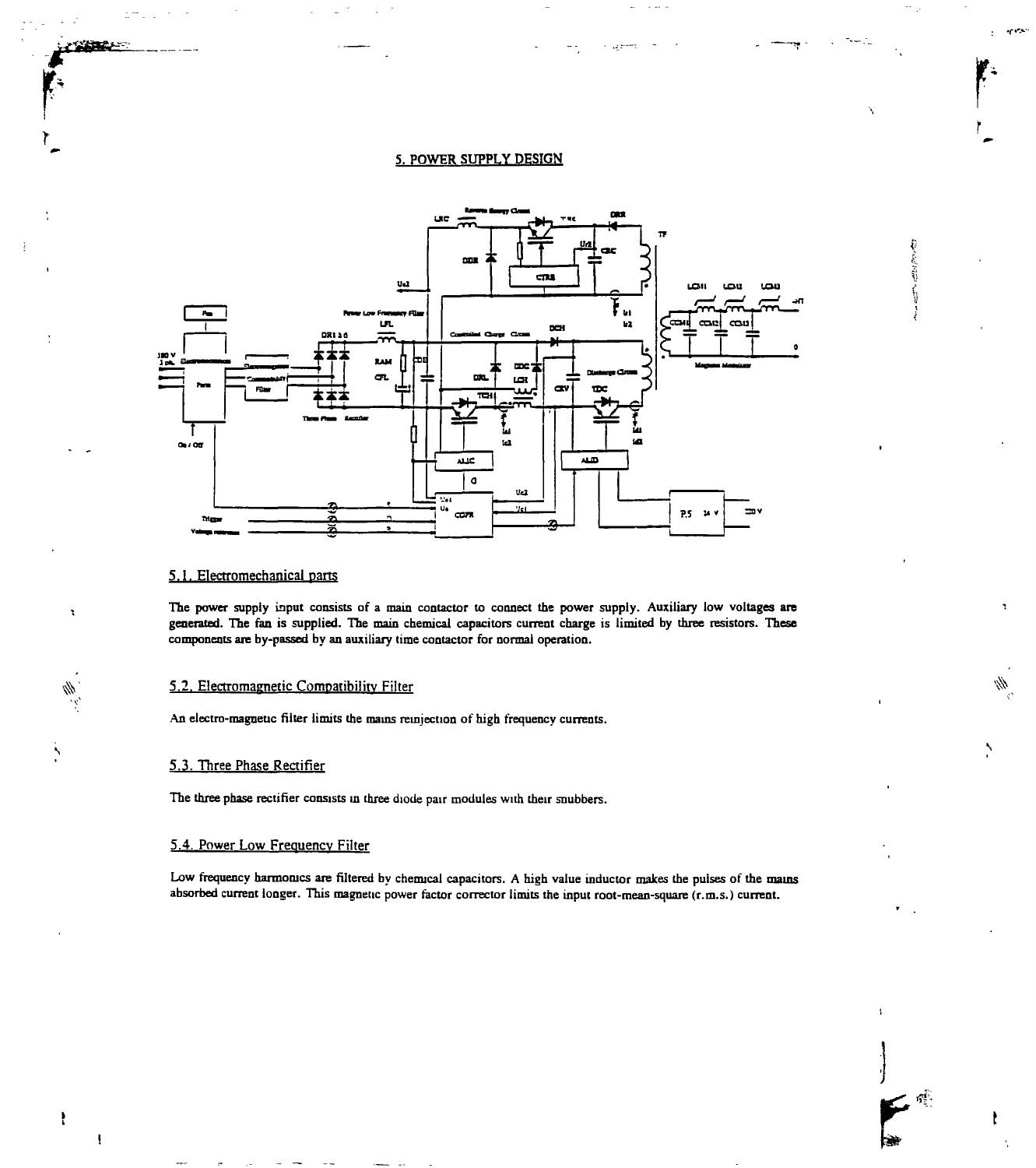## 5. POWER SUPPLY DESIGN

### 5.1. Electromechanical parts

The power supply input consists of a main contactor to connect the power supply. Auxiliary low voltages are generated. The fan is supplied. The main chemical capacitors current charge is limited by three resistors. These components are by-passed by an auxiliary time contactor for normal operation.

### 5.2. Electromagnetic Compatibility Filter

An electro-magnetic filter limits the mains reinjection of high frequency currents.

### 5.3. Three Phase Rectifier

The three phase rectifier consists in three diode pair modules with their snubbers.

### 5.4. Power Low Frequency Filter

Low frequency harmonics are filtered by chemical capacitors. A high value inductor makes the pulses of the mains absorbed current longer. This magnetic power factor corrector limits the input root-mean-square (r.m.s.) current.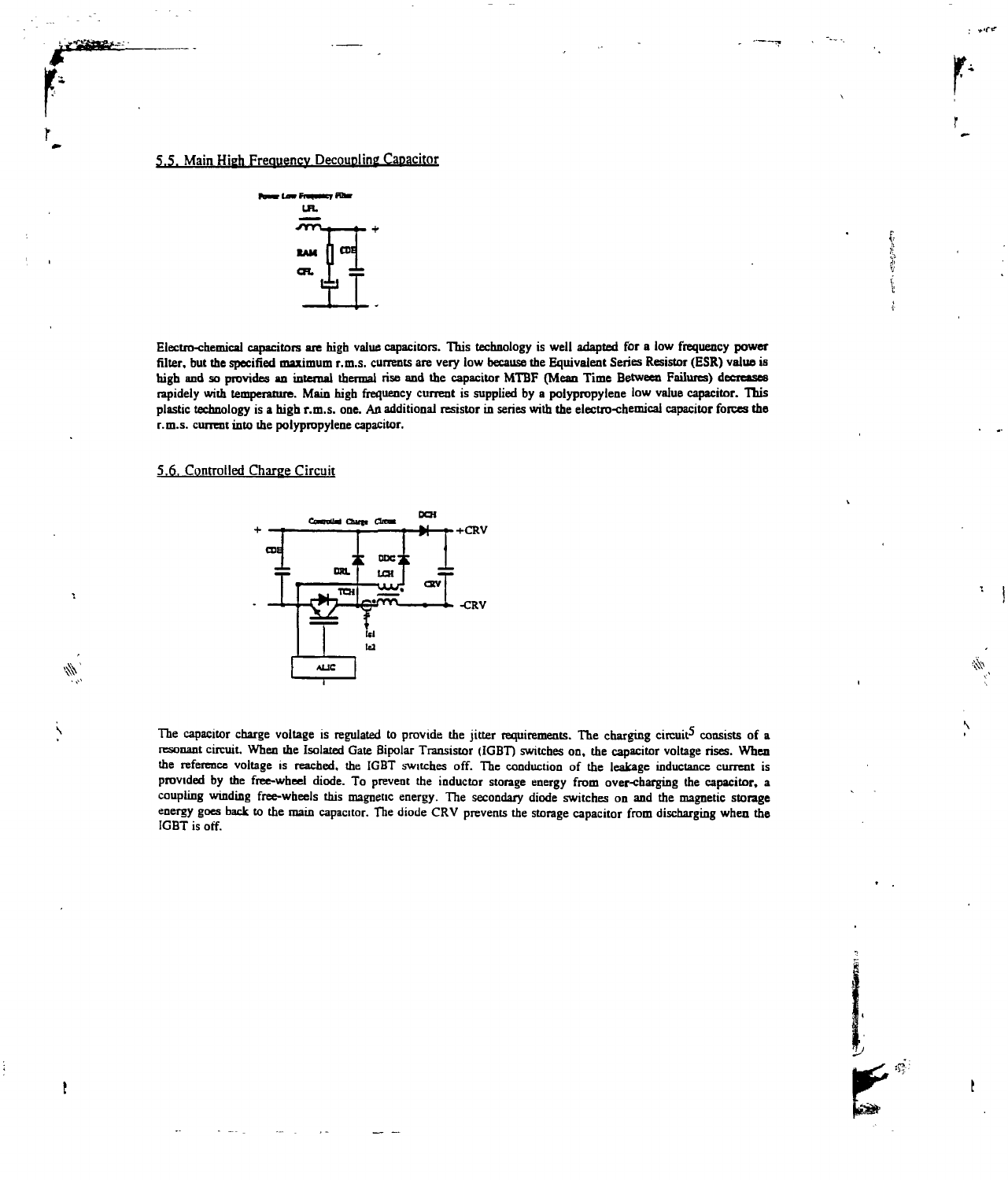## 5.5. Main High Frequency Decoupling Capacitor

Electro-chemical capacitors are high value capacitors. This technology is well adapted for a low frequency power filter, but the specified maximum r.m.s. currents are very low because the Equivalent Series Resistor (ESR) value is high and so provides an internal thermal rise and the capacitor MTBF (Mean Time Between Failures) decreases rapidely with temperature. Main high frequency current is supplied by a polypropylene low value capacitor. This plastic technology is a high r.m.s. one. An additional resistor in series with the electro-chemical capacitor forces the r.m.s. current into the polypropylene capacitor.

## 5.6. Controlled Charge Circuit

The capacitor charge voltage is regulated to provide the jitter requirements. The charging circuit[5] consists of a resonant circuit. When the Isolated Gate Bipolar Transistor (IGBT) switches on, the capacitor voltage rises. When the reference voltage is reached, the IGBT switches off. The conduction of the leakage inductance current is provided by the free-wheel diode. To prevent the inductor storage energy from over-charging the capacitor, a coupling winding free-wheels this magnetic energy. The secondary diode switches on and the magnetic storage energy goes back to the main capacitor. The diode CRV prevents the storage capacitor from discharging when the IGBT is off.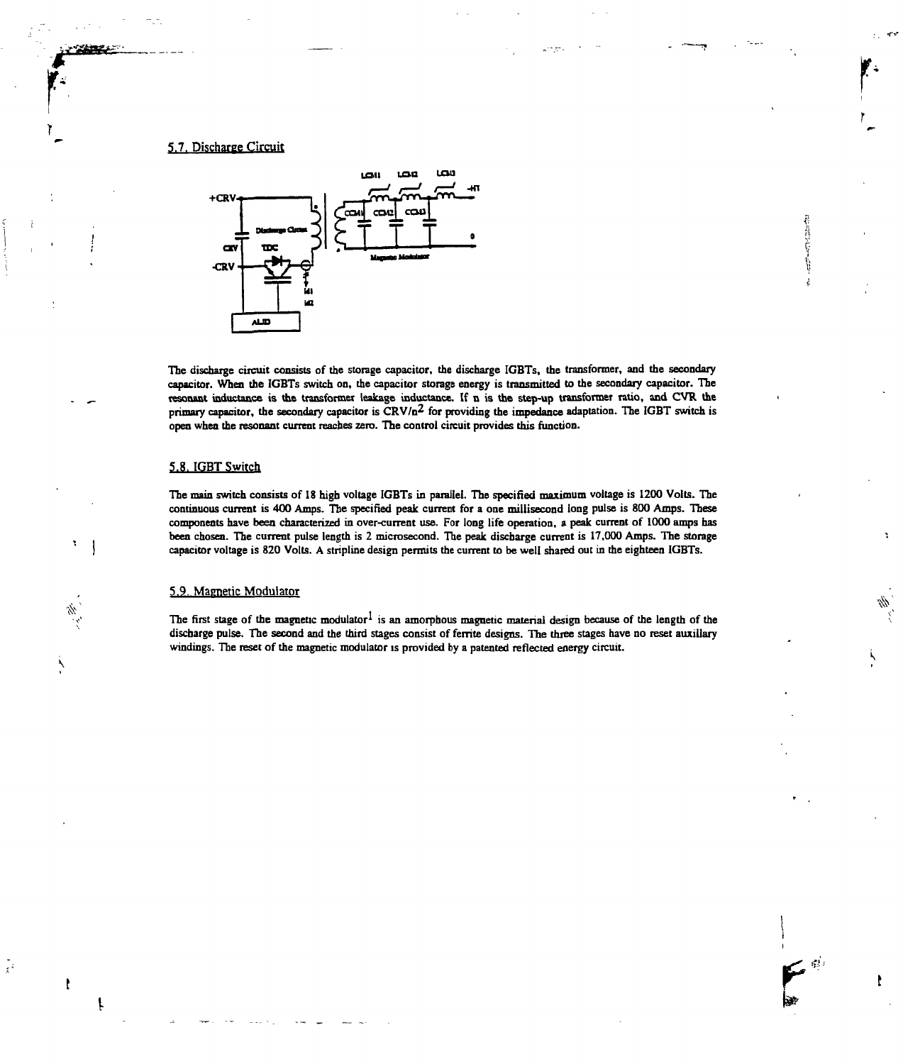## 5.7. Discharge Circuit

The discharge circuit consists of the storage capacitor, the discharge IGBTs, the transformer, and the secondary capacitor. When the IGBTs switch on, the capacitor storage energy is transmitted to the secondary capacitor. The resonant inductance is the transformer leakage inductance. If n is the step-up transformer ratio, and CVR the primary capacitor, the secondary capacitor is $CRV/n^2$ for providing the impedance adaptation. The IGBT switch is open when the resonant current reaches zero. The control circuit provides this function.

## 5.8. IGBT Switch

The main switch consists of 18 high voltage IGBTs in parallel. The specified maximum voltage is 1200 Volts. The continuous current is 400 Amps. The specified peak current for a one millisecond long pulse is 800 Amps. These components have been characterized in over-current use. For long life operation, a peak current of 1000 amps has been chosen. The current pulse length is 2 microsecond. The peak discharge current is 17,000 Amps. The storage capacitor voltage is 820 Volts. A stripline design permits the current to be well shared out in the eighteen IGBTs.

## 5.9. Magnetic Modulator

The first stage of the magnetic modulator[1] is an amorphous magnetic material design because of the length of the discharge pulse. The second and the third stages consist of ferrite designs. The three stages have no reset auxillary windings. The reset of the magnetic modulator is provided by a patented reflected energy circuit.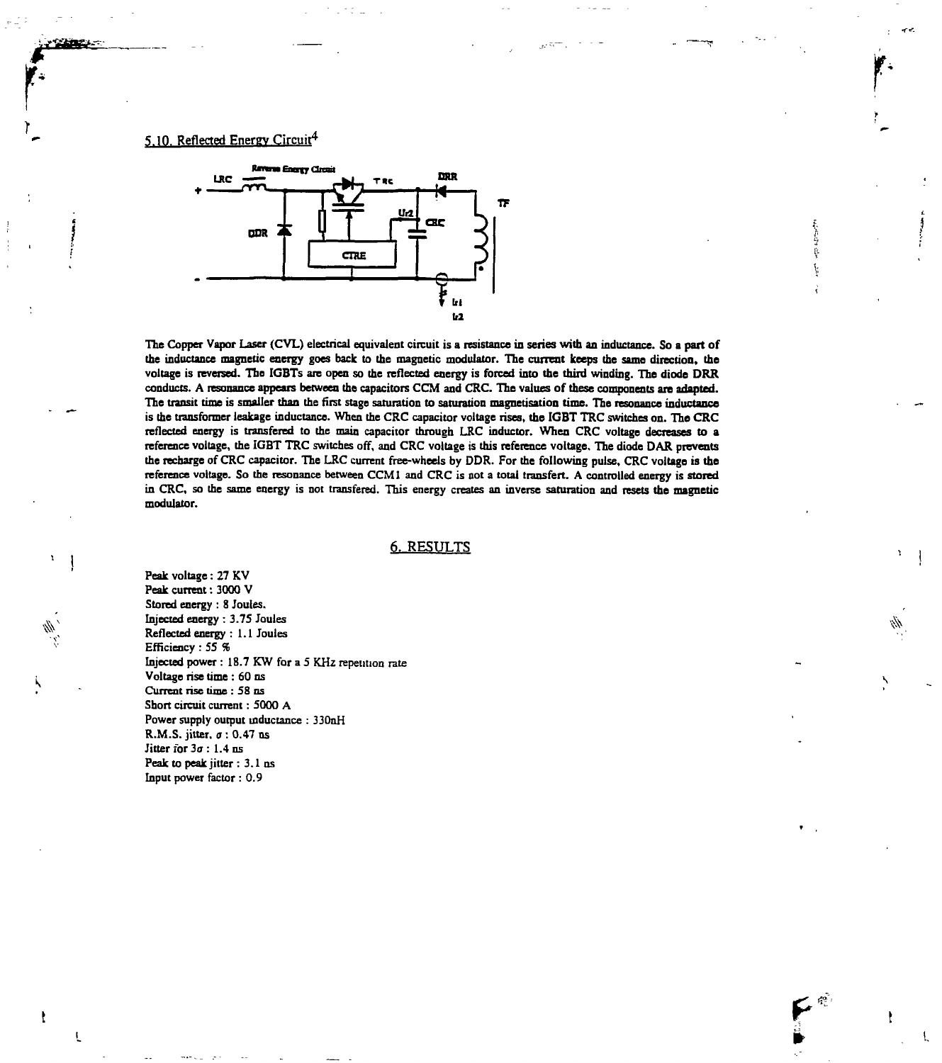## 5.10. Reflected Energy Circuit[4]

The Copper Vapor Laser (CVL) electrical equivalent circuit is a resistance in series with an inductance. So a part of the inductance magnetic energy goes back to the magnetic modulator. The current keeps the same direction, the voltage is reversed. The IGBTs are open so the reflected energy is forced into the third winding. The diode DRR conducts. A resonance appears between the capacitors CCM and CRC. The values of these components are adapted. The transit time is smaller than the first stage saturation to saturation magnetisation time. The resonance inductance is the transformer leakage inductance. When the CRC capacitor voltage rises, the IGBT TRC switches on. The CRC reflected energy is transfered to the main capacitor through LRC inductor. When CRC voltage decreases to a reference voltage, the IGBT TRC switches off, and CRC voltage is this reference voltage. The diode DAR prevents the recharge of CRC capacitor. The LRC current free-wheels by DDR. For the following pulse, CRC voltage is the reference voltage. So the resonance between CCM1 and CRC is not a total transfert. A controlled energy is stored in CRC, so the same energy is not transfered. This energy creates an inverse saturation and resets the magnetic modulator.

## 6. RESULTS

Peak voltage : 27 KV
Peak current : 3000 V
Stored energy : 8 Joules.
Injected energy : 3.75 Joules
Reflected energy : 1.1 Joules
Efficiency : 55 %
Injected power : 18.7 KW for a 5 KHz repetition rate
Voltage rise time : 60 ns
Current rise time : 58 ns
Short circuit current : 5000 A
Power supply output inductance : 330nH
R.M.S. jitter, $\sigma$ : 0.47 ns
Jitter for $3\sigma$ : 1.4 ns
Peak to peak jitter : 3.1 ns
Input power factor : 0.9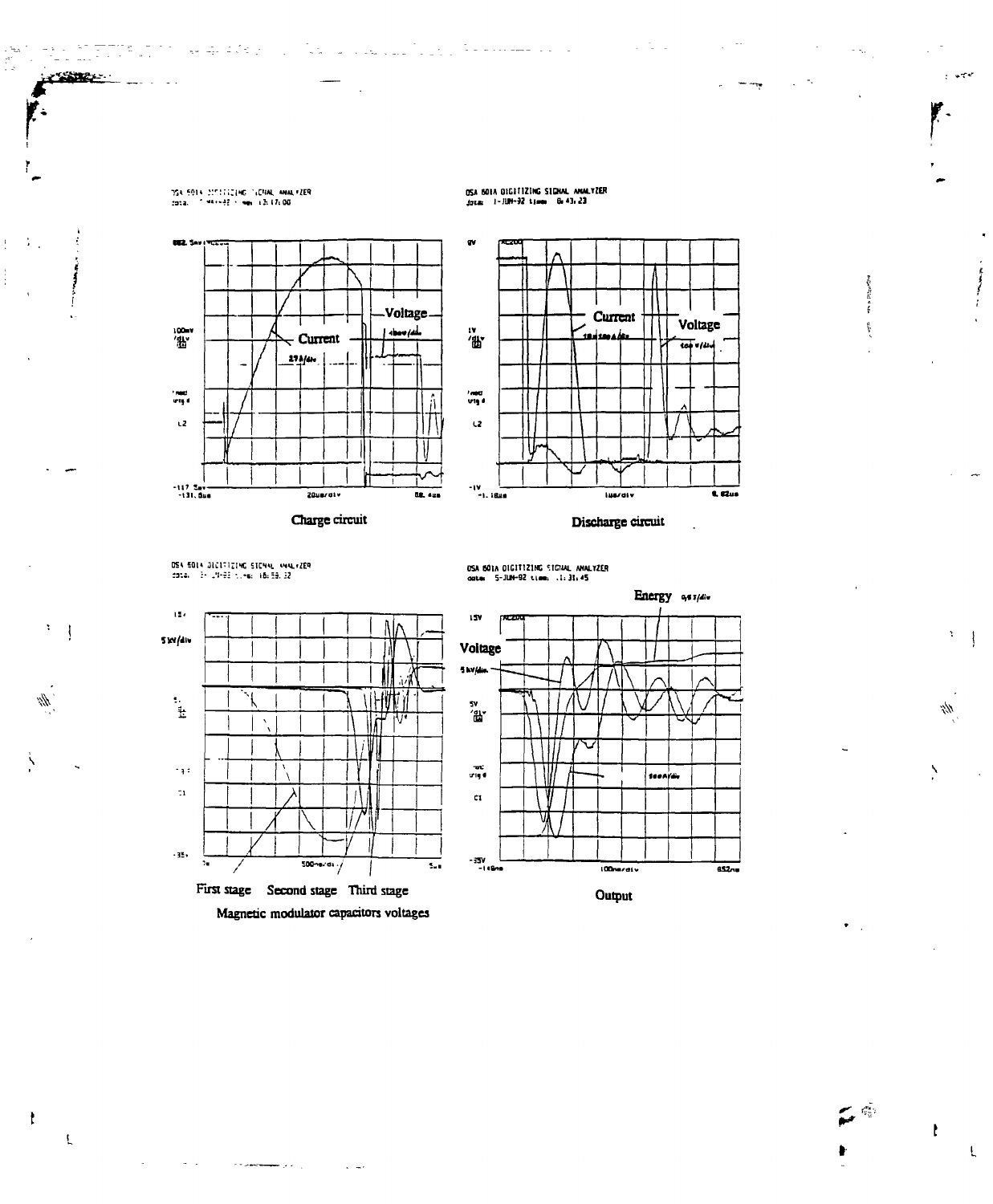Charge circuit

Discharge circuit

First stage Second stage Third stage

Magnetic modulator capacitors voltages

Output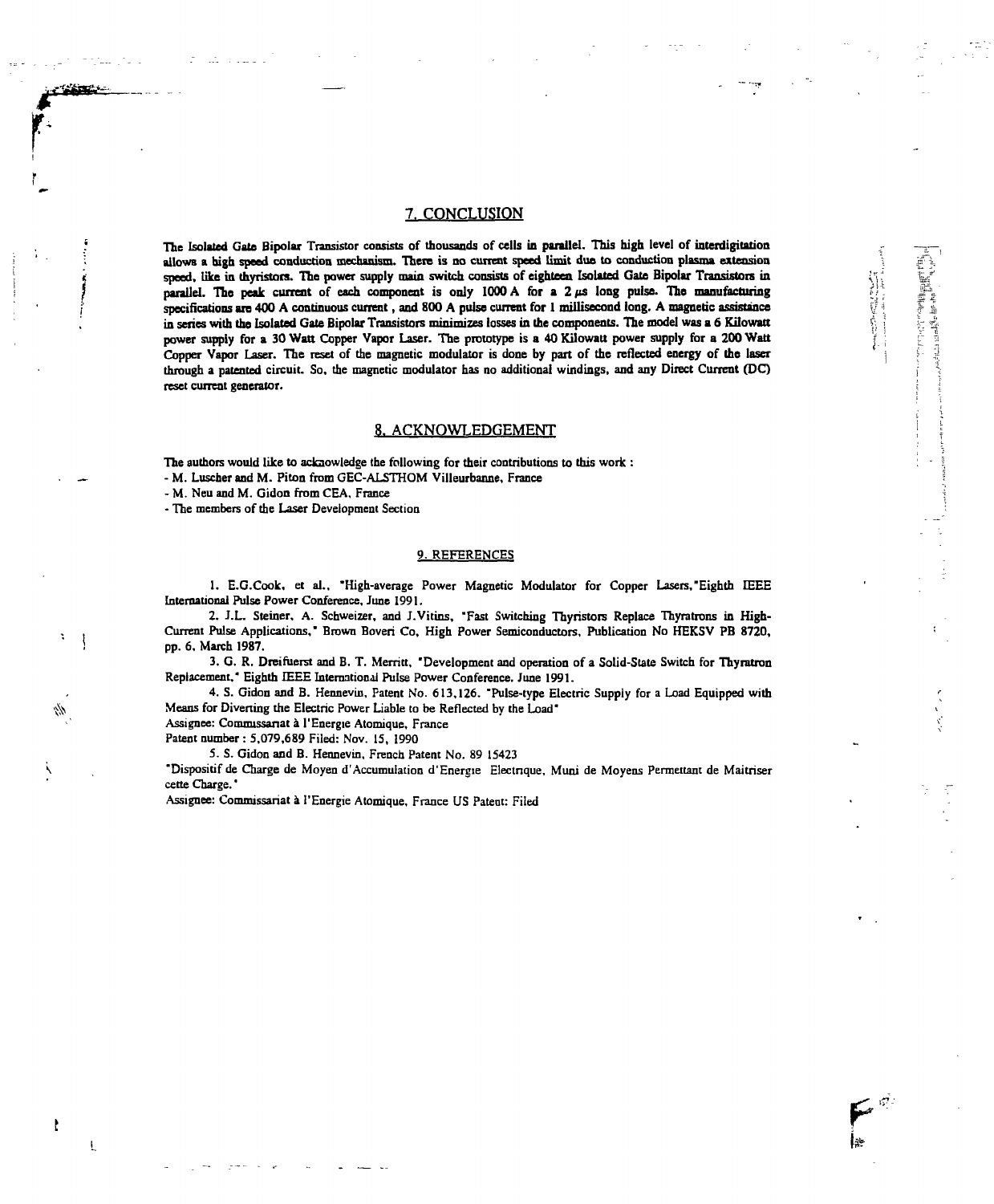## 7. CONCLUSION

The Isolated Gate Bipolar Transistor consists of thousands of cells in parallel. This high level of interdigitation allows a high speed conduction mechanism. There is no current speed limit due to conduction plasma extension speed, like in thyristors. The power supply main switch consists of eighteen Isolated Gate Bipolar Transistors in parallel. The peak current of each component is only 1000 A for a 2 $\mu s$ long pulse. The manufacturing specifications are 400 A continuous current , and 800 A pulse current for 1 millisecond long. A magnetic assistance in series with the Isolated Gate Bipolar Transistors minimizes losses in the components. The model was a 6 Kilowatt power supply for a 30 Watt Copper Vapor Laser. The prototype is a 40 Kilowatt power supply for a 200 Watt Copper Vapor Laser. The reset of the magnetic modulator is done by part of the reflected energy of the laser through a patented circuit. So, the magnetic modulator has no additional windings, and any Direct Current (DC) reset current generator.

## 8. ACKNOWLEDGEMENT

The authors would like to acknowledge the following for their contributions to this work :

- M. Luscher and M. Piton from GEC-ALSTHOM Villeurbanne, France
- M. Neu and M. Gidon from CEA, France
- The members of the Laser Development Section

## 9. REFERENCES

1. E.G.Cook, et al., "High-average Power Magnetic Modulator for Copper Lasers,"Eighth IEEE International Pulse Power Conference, June 1991.

2. J.L. Steiner, A. Schweizer, and J.Vitins, "Fast Switching Thyristors Replace Thyratrons in High-Current Pulse Applications," Brown Boveri Co, High Power Semiconductors, Publication No HEKSV PB 8720, pp. 6, March 1987.

3. G. R. Dreifuerst and B. T. Merritt, "Development and operation of a Solid-State Switch for Thyratron Replacement," Eighth IEEE International Pulse Power Conference. June 1991.

4. S. Gidon and B. Hennevin, Patent No. 613,126. "Pulse-type Electric Supply for a Load Equipped with Means for Diverting the Electric Power Liable to be Reflected by the Load"
Assignee: Commissariat à l'Energie Atomique, France
Patent number : 5,079,689 Filed: Nov. 15, 1990

5. S. Gidon and B. Hennevin, French Patent No. 89 15423
"Dispositif de Charge de Moyen d'Accumulation d'Energie Electrique, Muni de Moyens Permettant de Maitriser cette Charge."
Assignee: Commissariat à l'Energie Atomique, France US Patent: Filed